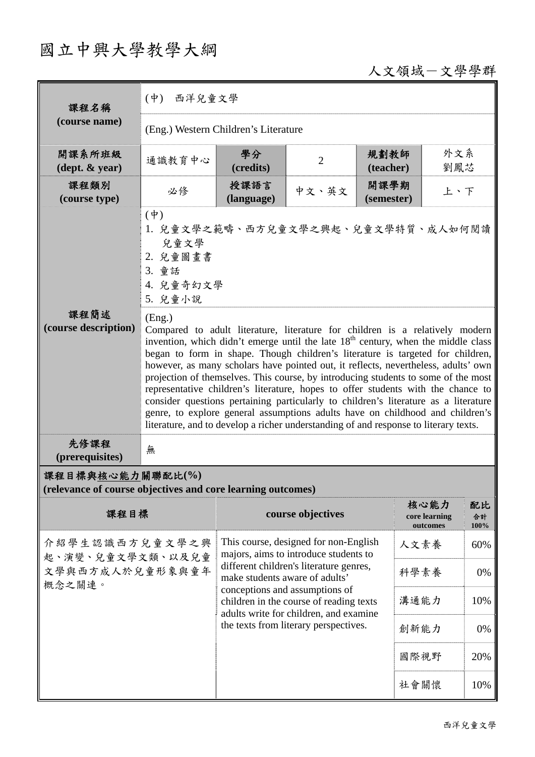# 國立中興大學教學大綱

人文領域－文學學群

| 課程名稱<br>(course name) | (中) 西洋兒童文學 | | | | |
|---|---|---|---|---|---|
| | (Eng.) Western Children's Literature | | | | |
| 開課系所班級<br>(dept. & year) | 通識教育中心 | 學分<br>(credits) | 2 | 規劃教師<br>(teacher) | 外文系<br>劉鳳芯 |
| 課程類別<br>(course type) | 必修 | 授課語言<br>(language) | 中文、英文 | 開課學期<br>(semester) | 上、下 |
| 課程簡述<br>(course description) | (中)<br>1. 兒童文學之範疇、西方兒童文學之興起、兒童文學特質、成人如何閱讀兒童文學<br>2. 兒童圖畫書<br>3. 童話<br>4. 兒童奇幻文學<br>5. 兒童小說 | | | | |
| | (Eng.)<br>Compared to adult literature, literature for children is a relatively modern invention, which didn't emerge until the late 18th century, when the middle class began to form in shape. Though children's literature is targeted for children, however, as many scholars have pointed out, it reflects, nevertheless, adults' own projection of themselves. This course, by introducing students to some of the most representative children's literature, hopes to offer students with the chance to consider questions pertaining particularly to children's literature as a literature genre, to explore general assumptions adults have on childhood and children's literature, and to develop a richer understanding of and response to literary texts. | | | | |
| 先修課程<br>(prerequisites) | 無 | | | | |

**課程目標與核心能力關聯配比(%)**
**(relevance of course objectives and core learning outcomes)**

| 課程目標 | course objectives | 核心能力<br>core learning outcomes | 配比<br>合計<br>100% |
|---|---|---|---|
| 介紹學生認識西方兒童文學之興起、演變、兒童文學文類、以及兒童文學與西方成人於兒童形象與童年概念之關連。 | This course, designed for non-English majors, aims to introduce students to different children's literature genres, make students aware of adults' conceptions and assumptions of children in the course of reading texts adults write for children, and examine the texts from literary perspectives. | 人文素養 | 60% |
| | | 科學素養 | 0% |
| | | 溝通能力 | 10% |
| | | 創新能力 | 0% |
| | | 國際視野 | 20% |
| | | 社會關懷 | 10% |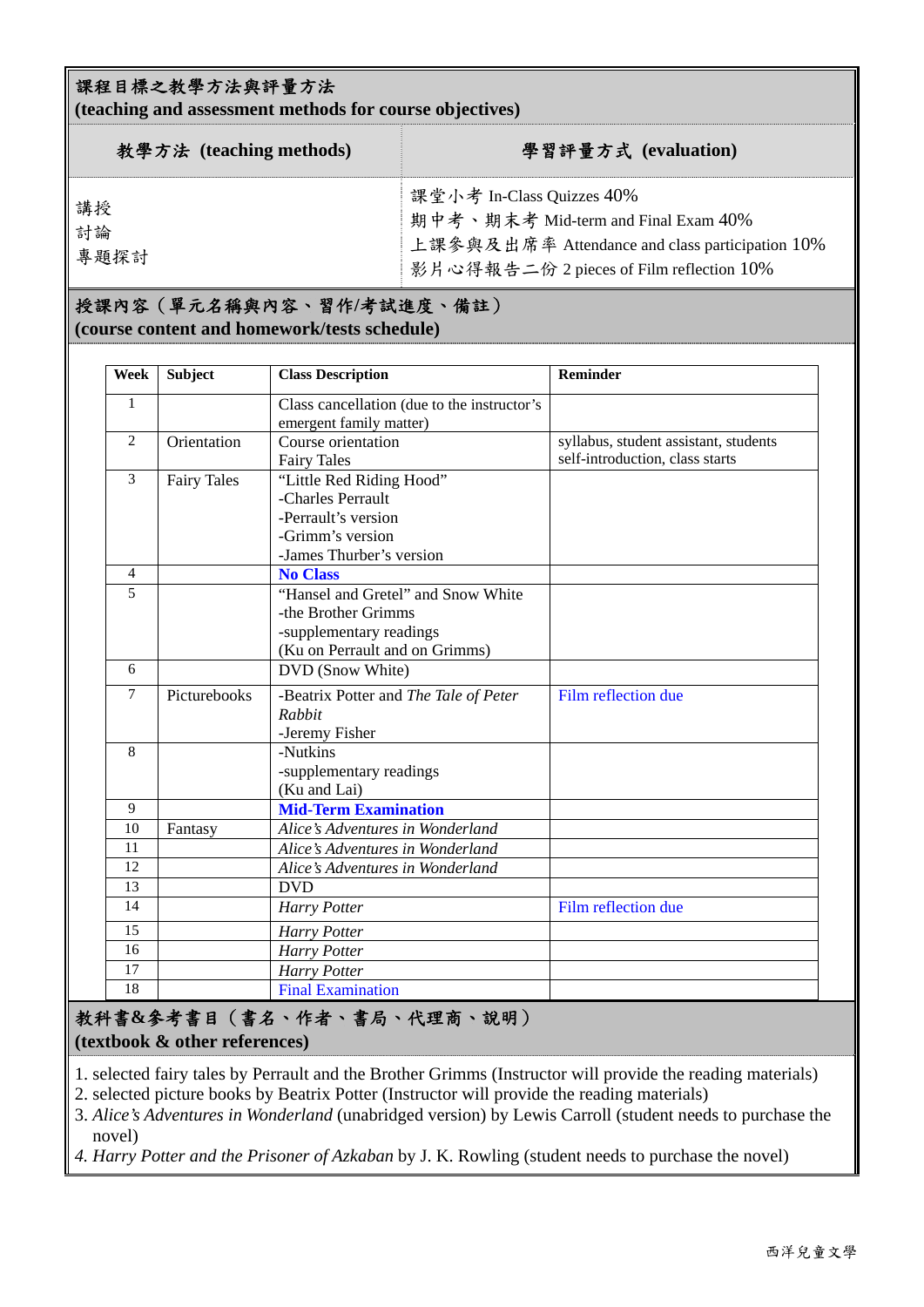## 課程目標之教學方法與評量方法
## (teaching and assessment methods for course objectives)

| 教學方法 (teaching methods) | 學習評量方式 (evaluation) |
|---|---|
| 講授<br>討論<br>專題探討 | 課堂小考 In-Class Quizzes 40%<br>期中考、期末考 Mid-term and Final Exam 40%<br>上課參與及出席率 Attendance and class participation 10%<br>影片心得報告二份 2 pieces of Film reflection 10% |

## 授課內容（單元名稱與內容、習作/考試進度、備註）
## (course content and homework/tests schedule)

| Week | Subject | Class Description | Reminder |
|---|---|---|---|
| 1 | | Class cancellation (due to the instructor's emergent family matter) | |
| 2 | Orientation | Course orientation<br>Fairy Tales | syllabus, student assistant, students self-introduction, class starts |
| 3 | Fairy Tales | "Little Red Riding Hood"<br>-Charles Perrault<br>-Perrault's version<br>-Grimm's version<br>-James Thurber's version | |
| 4 | | **No Class** | |
| 5 | | "Hansel and Gretel" and Snow White<br>-the Brother Grimms<br>-supplementary readings<br>(Ku on Perrault and on Grimms) | |
| 6 | | DVD (Snow White) | |
| 7 | Picturebooks | -Beatrix Potter and *The Tale of Peter Rabbit*<br>-Jeremy Fisher | Film reflection due |
| 8 | | -Nutkins<br>-supplementary readings<br>(Ku and Lai) | |
| 9 | | **Mid-Term Examination** | |
| 10 | Fantasy | *Alice's Adventures in Wonderland* | |
| 11 | | *Alice's Adventures in Wonderland* | |
| 12 | | *Alice's Adventures in Wonderland* | |
| 13 | | DVD | |
| 14 | | *Harry Potter* | Film reflection due |
| 15 | | *Harry Potter* | |
| 16 | | *Harry Potter* | |
| 17 | | *Harry Potter* | |
| 18 | | Final Examination | |

## 教科書&參考書目（書名、作者、書局、代理商、說明）
## (textbook & other references)

1. selected fairy tales by Perrault and the Brother Grimms (Instructor will provide the reading materials)
2. selected picture books by Beatrix Potter (Instructor will provide the reading materials)
3. *Alice's Adventures in Wonderland* (unabridged version) by Lewis Carroll (student needs to purchase the novel)
4. *Harry Potter and the Prisoner of Azkaban* by J. K. Rowling (student needs to purchase the novel)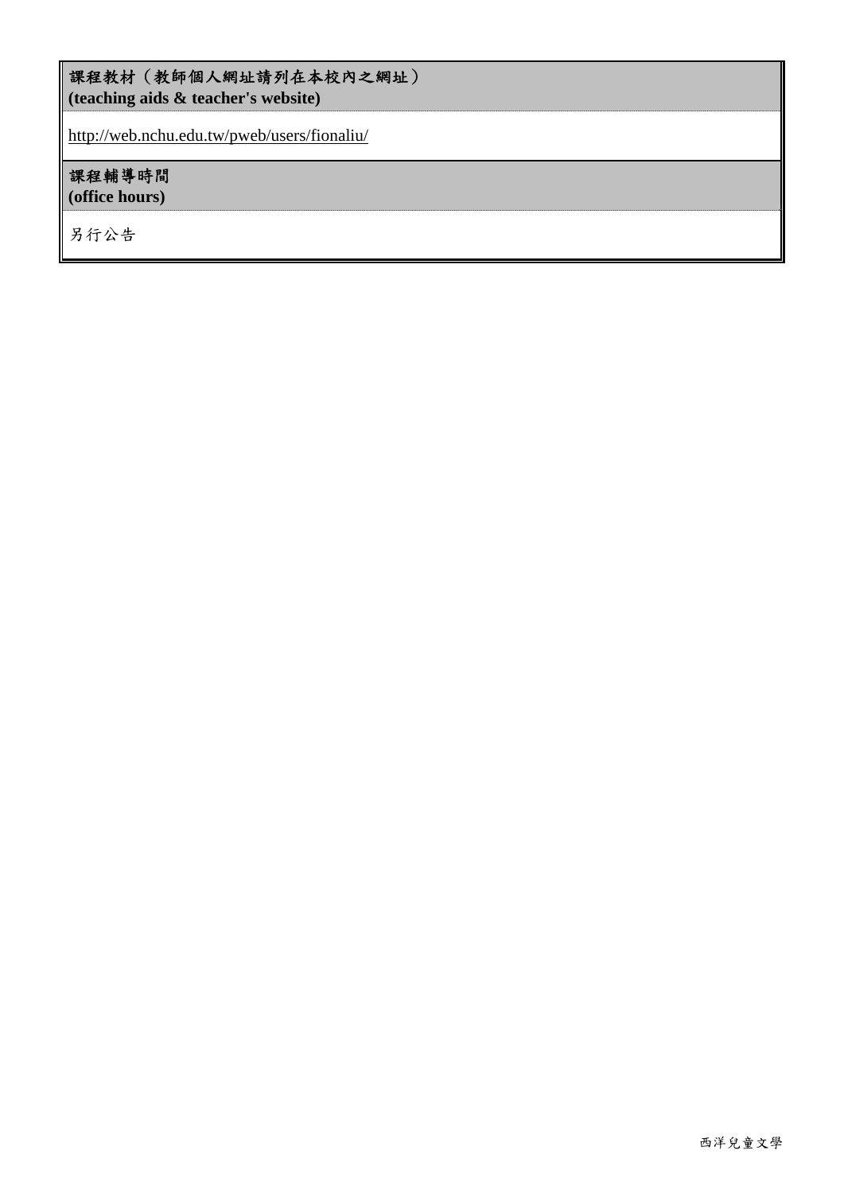**課程教材（教師個人網址請列在本校內之網址）**
**(teaching aids & teacher's website)**

http://web.nchu.edu.tw/pweb/users/fionaliu/

**課程輔導時間**
**(office hours)**

另行公告